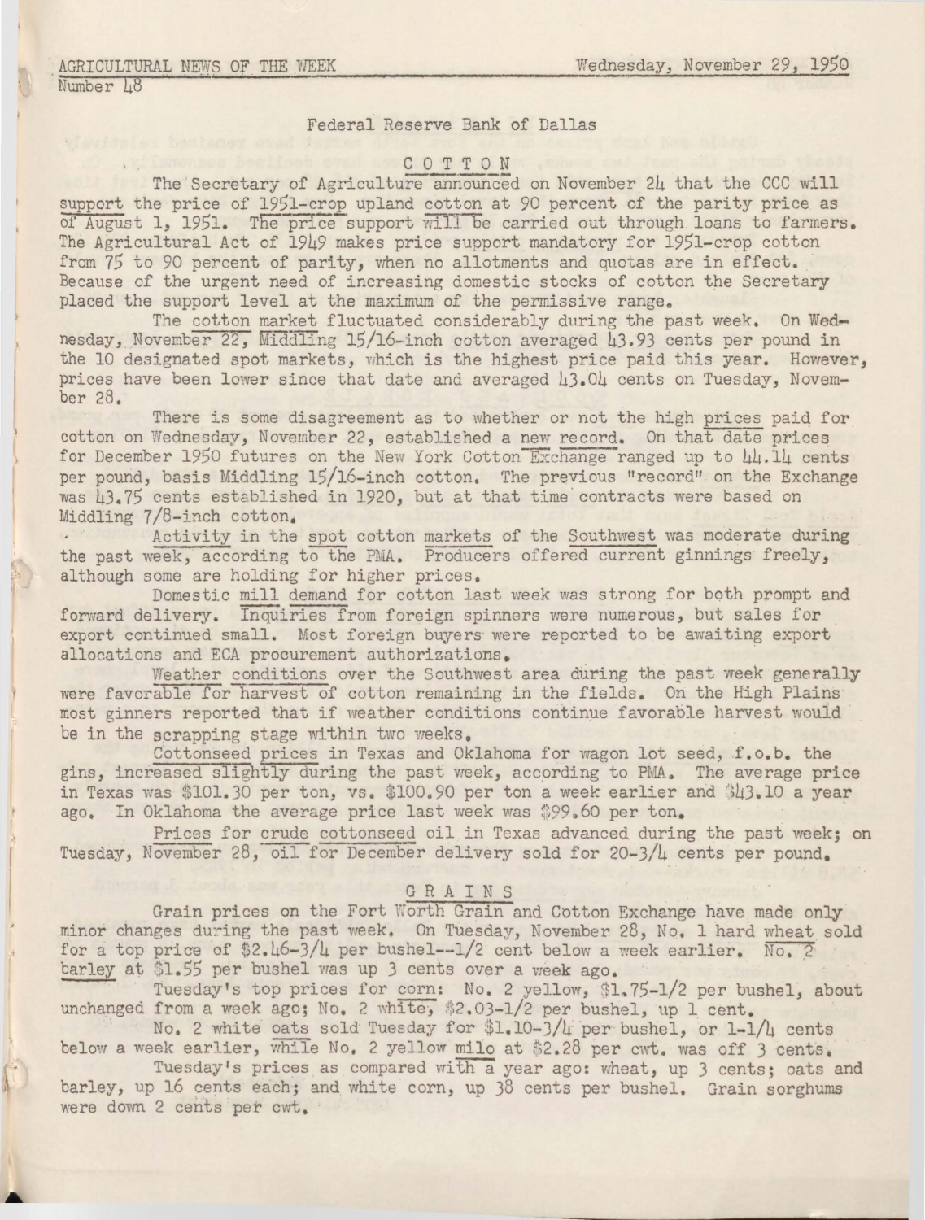AGRICULTURAL NEWS OF THE WEEK — Wednesday, November 29, 1950

Number 48

Federal Reserve Bank of Dallas

## COTTON

The Secretary of Agriculture announced on November 24 that the CCC will support the price of 1951-crop upland cotton at 90 percent of the parity price as of August 1, 1951. The price support will be carried out through loans to farmers. The Agricultural Act of 1949 makes price support mandatory for 1951-crop cotton from 75 to 90 percent of parity, when no allotments and quotas are in effect. Because of the urgent need of increasing domestic stocks of cotton the Secretary placed the support level at the maximum of the permissive range.

The cotton market fluctuated considerably during the past week. On Wednesday, November 22, Middling 15/16-inch cotton averaged 43.93 cents per pound in the 10 designated spot markets, which is the highest price paid this year. However, prices have been lower since that date and averaged 43.04 cents on Tuesday, November 28.

There is some disagreement as to whether or not the high prices paid for cotton on Wednesday, November 22, established a new record. On that date prices for December 1950 futures on the New York Cotton Exchange ranged up to 44.14 cents per pound, basis Middling 15/16-inch cotton. The previous "record" on the Exchange was 43.75 cents established in 1920, but at that time contracts were based on Middling 7/8-inch cotton.

Activity in the spot cotton markets of the Southwest was moderate during the past week, according to the PMA. Producers offered current ginnings freely, although some are holding for higher prices.

Domestic mill demand for cotton last week was strong for both prompt and forward delivery. Inquiries from foreign spinners were numerous, but sales for export continued small. Most foreign buyers were reported to be awaiting export allocations and ECA procurement authorizations.

Weather conditions over the Southwest area during the past week generally were favorable for harvest of cotton remaining in the fields. On the High Plains most ginners reported that if weather conditions continue favorable harvest would be in the scrapping stage within two weeks.

Cottonseed prices in Texas and Oklahoma for wagon lot seed, f.o.b. the gins, increased slightly during the past week, according to PMA. The average price in Texas was $101.30 per ton, vs. $100.90 per ton a week earlier and $43.10 a year ago. In Oklahoma the average price last week was $99.60 per ton.

Prices for crude cottonseed oil in Texas advanced during the past week; on Tuesday, November 28, oil for December delivery sold for 20-3/4 cents per pound.

## GRAINS

Grain prices on the Fort Worth Grain and Cotton Exchange have made only minor changes during the past week. On Tuesday, November 28, No. 1 hard wheat sold for a top price of $2.46-3/4 per bushel--1/2 cent below a week earlier. No. 2 barley at $1.55 per bushel was up 3 cents over a week ago.

Tuesday's top prices for corn: No. 2 yellow, $1.75-1/2 per bushel, about unchanged from a week ago; No. 2 white, $2.03-1/2 per bushel, up 1 cent.

No. 2 white oats sold Tuesday for $1.10-3/4 per bushel, or 1-1/4 cents below a week earlier, while No. 2 yellow milo at $2.28 per cwt. was off 3 cents.

Tuesday's prices as compared with a year ago: wheat, up 3 cents; oats and barley, up 16 cents each; and white corn, up 38 cents per bushel. Grain sorghums were down 2 cents per cwt.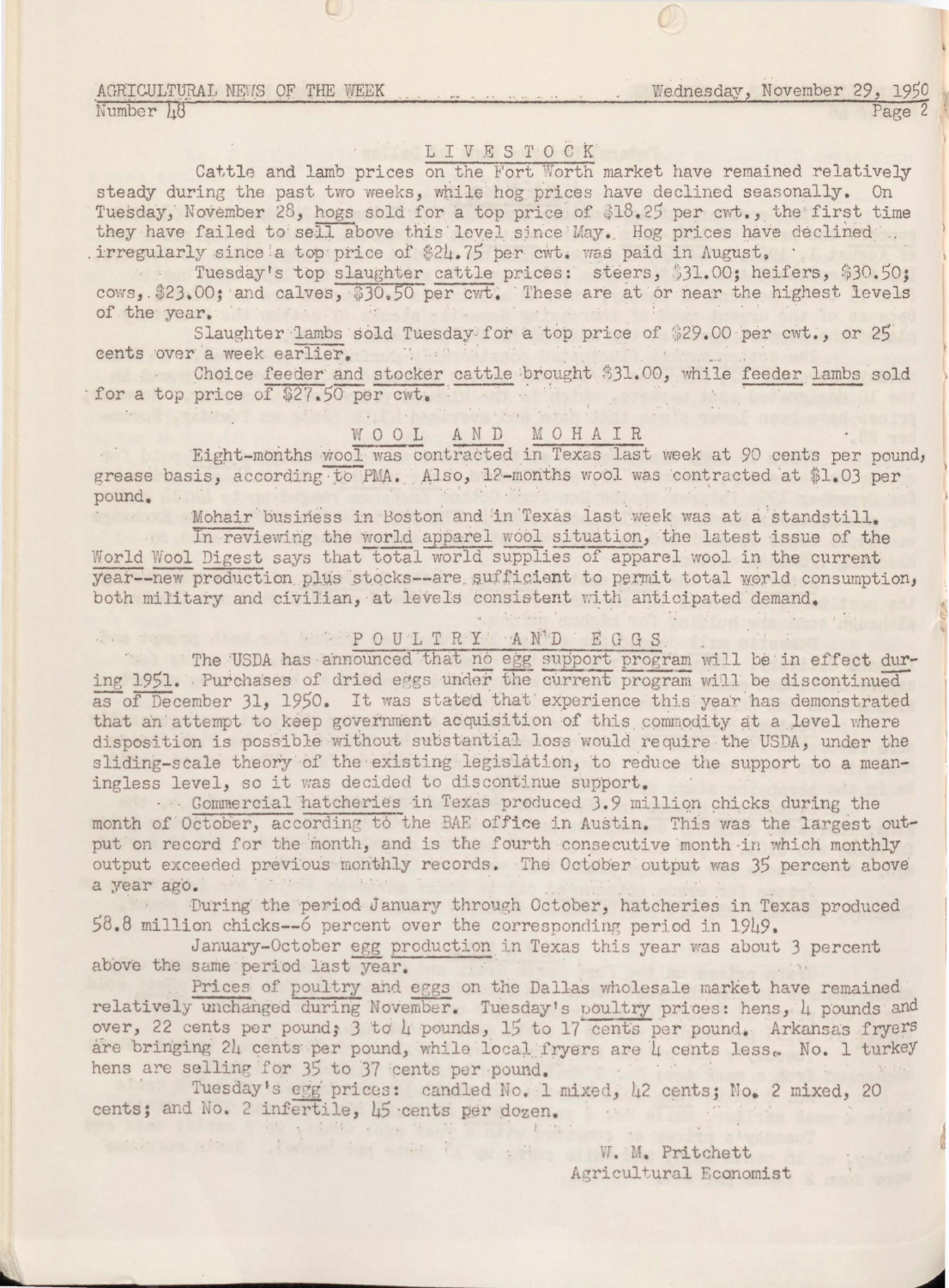## LIVESTOCK

Cattle and lamb prices on the Fort Worth market have remained relatively steady during the past two weeks, while hog prices have declined seasonally. On Tuesday, November 28, hogs sold for a top price of $18.25 per cwt., the first time they have failed to sell above this level since May. Hog prices have declined irregularly since a top price of $24.75 per cwt. was paid in August.

Tuesday's top slaughter cattle prices: steers, $31.00; heifers, $30.50; cows, $23.00; and calves, $30.50 per cwt. These are at or near the highest levels of the year.

Slaughter lambs sold Tuesday for a top price of $29.00 per cwt., or 25 cents over a week earlier.

Choice feeder and stocker cattle brought $31.00, while feeder lambs sold for a top price of $27.50 per cwt.

## WOOL AND MOHAIR

Eight-months wool was contracted in Texas last week at 90 cents per pound, grease basis, according to PMA. Also, 12-months wool was contracted at $1.03 per pound.

Mohair business in Boston and in Texas last week was at a standstill.

In reviewing the world apparel wool situation, the latest issue of the World Wool Digest says that total world supplies of apparel wool in the current year--new production plus stocks--are sufficient to permit total world consumption, both military and civilian, at levels consistent with anticipated demand.

## POULTRY AND EGGS

The USDA has announced that no egg support program will be in effect during 1951. Purchases of dried eggs under the current program will be discontinued as of December 31, 1950. It was stated that experience this year has demonstrated that an attempt to keep government acquisition of this commodity at a level where disposition is possible without substantial loss would require the USDA, under the sliding-scale theory of the existing legislation, to reduce the support to a meaningless level, so it was decided to discontinue support.

Commercial hatcheries in Texas produced 3.9 million chicks during the month of October, according to the BAE office in Austin. This was the largest output on record for the month, and is the fourth consecutive month in which monthly output exceeded previous monthly records. The October output was 35 percent above a year ago.

During the period January through October, hatcheries in Texas produced 58.8 million chicks--6 percent over the corresponding period in 1949.

January-October egg production in Texas this year was about 3 percent above the same period last year.

Prices of poultry and eggs on the Dallas wholesale market have remained relatively unchanged during November. Tuesday's poultry prices: hens, 4 pounds and over, 22 cents per pound; 3 to 4 pounds, 15 to 17 cents per pound. Arkansas fryers are bringing 24 cents per pound, while local fryers are 4 cents less. No. 1 turkey hens are selling for 35 to 37 cents per pound.

Tuesday's egg prices: candled No. 1 mixed, 42 cents; No. 2 mixed, 20 cents; and No. 2 infertile, 45 cents per dozen.

W. M. Pritchett
Agricultural Economist